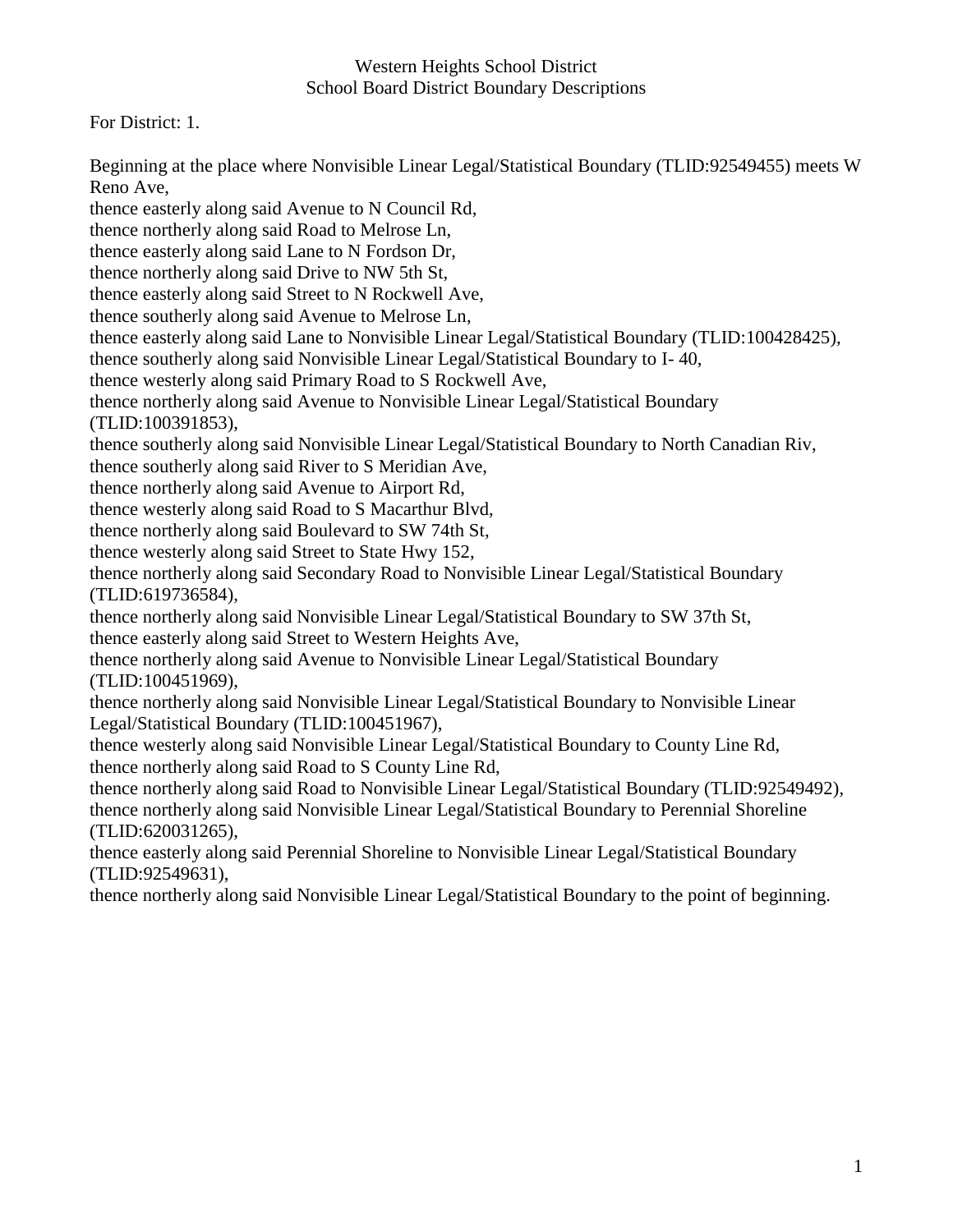# Western Heights School District
## School Board District Boundary Descriptions

For District: 1.

Beginning at the place where Nonvisible Linear Legal/Statistical Boundary (TLID:92549455) meets W Reno Ave,
thence easterly along said Avenue to N Council Rd,
thence northerly along said Road to Melrose Ln,
thence easterly along said Lane to N Fordson Dr,
thence northerly along said Drive to NW 5th St,
thence easterly along said Street to N Rockwell Ave,
thence southerly along said Avenue to Melrose Ln,
thence easterly along said Lane to Nonvisible Linear Legal/Statistical Boundary (TLID:100428425),
thence southerly along said Nonvisible Linear Legal/Statistical Boundary to I- 40,
thence westerly along said Primary Road to S Rockwell Ave,
thence northerly along said Avenue to Nonvisible Linear Legal/Statistical Boundary (TLID:100391853),
thence southerly along said Nonvisible Linear Legal/Statistical Boundary to North Canadian Riv,
thence southerly along said River to S Meridian Ave,
thence northerly along said Avenue to Airport Rd,
thence westerly along said Road to S Macarthur Blvd,
thence northerly along said Boulevard to SW 74th St,
thence westerly along said Street to State Hwy 152,
thence northerly along said Secondary Road to Nonvisible Linear Legal/Statistical Boundary (TLID:619736584),
thence northerly along said Nonvisible Linear Legal/Statistical Boundary to SW 37th St,
thence easterly along said Street to Western Heights Ave,
thence northerly along said Avenue to Nonvisible Linear Legal/Statistical Boundary (TLID:100451969),
thence northerly along said Nonvisible Linear Legal/Statistical Boundary to Nonvisible Linear Legal/Statistical Boundary (TLID:100451967),
thence westerly along said Nonvisible Linear Legal/Statistical Boundary to County Line Rd,
thence northerly along said Road to S County Line Rd,
thence northerly along said Road to Nonvisible Linear Legal/Statistical Boundary (TLID:92549492),
thence northerly along said Nonvisible Linear Legal/Statistical Boundary to Perennial Shoreline (TLID:620031265),
thence easterly along said Perennial Shoreline to Nonvisible Linear Legal/Statistical Boundary (TLID:92549631),
thence northerly along said Nonvisible Linear Legal/Statistical Boundary to the point of beginning.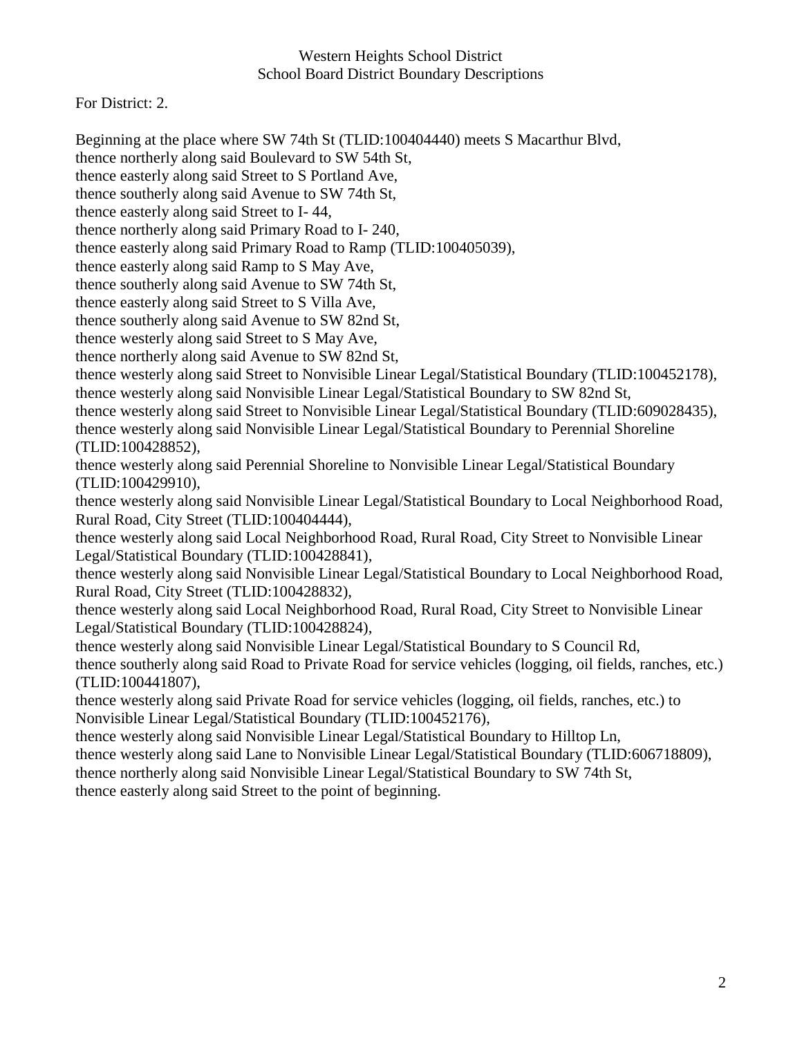Western Heights School District
School Board District Boundary Descriptions

For District: 2.

Beginning at the place where SW 74th St (TLID:100404440) meets S Macarthur Blvd,
thence northerly along said Boulevard to SW 54th St,
thence easterly along said Street to S Portland Ave,
thence southerly along said Avenue to SW 74th St,
thence easterly along said Street to I- 44,
thence northerly along said Primary Road to I- 240,
thence easterly along said Primary Road to Ramp (TLID:100405039),
thence easterly along said Ramp to S May Ave,
thence southerly along said Avenue to SW 74th St,
thence easterly along said Street to S Villa Ave,
thence southerly along said Avenue to SW 82nd St,
thence westerly along said Street to S May Ave,
thence northerly along said Avenue to SW 82nd St,
thence westerly along said Street to Nonvisible Linear Legal/Statistical Boundary (TLID:100452178),
thence westerly along said Nonvisible Linear Legal/Statistical Boundary to SW 82nd St,
thence westerly along said Street to Nonvisible Linear Legal/Statistical Boundary (TLID:609028435),
thence westerly along said Nonvisible Linear Legal/Statistical Boundary to Perennial Shoreline (TLID:100428852),
thence westerly along said Perennial Shoreline to Nonvisible Linear Legal/Statistical Boundary (TLID:100429910),
thence westerly along said Nonvisible Linear Legal/Statistical Boundary to Local Neighborhood Road, Rural Road, City Street (TLID:100404444),
thence westerly along said Local Neighborhood Road, Rural Road, City Street to Nonvisible Linear Legal/Statistical Boundary (TLID:100428841),
thence westerly along said Nonvisible Linear Legal/Statistical Boundary to Local Neighborhood Road, Rural Road, City Street (TLID:100428832),
thence westerly along said Local Neighborhood Road, Rural Road, City Street to Nonvisible Linear Legal/Statistical Boundary (TLID:100428824),
thence westerly along said Nonvisible Linear Legal/Statistical Boundary to S Council Rd,
thence southerly along said Road to Private Road for service vehicles (logging, oil fields, ranches, etc.) (TLID:100441807),
thence westerly along said Private Road for service vehicles (logging, oil fields, ranches, etc.) to Nonvisible Linear Legal/Statistical Boundary (TLID:100452176),
thence westerly along said Nonvisible Linear Legal/Statistical Boundary to Hilltop Ln,
thence westerly along said Lane to Nonvisible Linear Legal/Statistical Boundary (TLID:606718809),
thence northerly along said Nonvisible Linear Legal/Statistical Boundary to SW 74th St,
thence easterly along said Street to the point of beginning.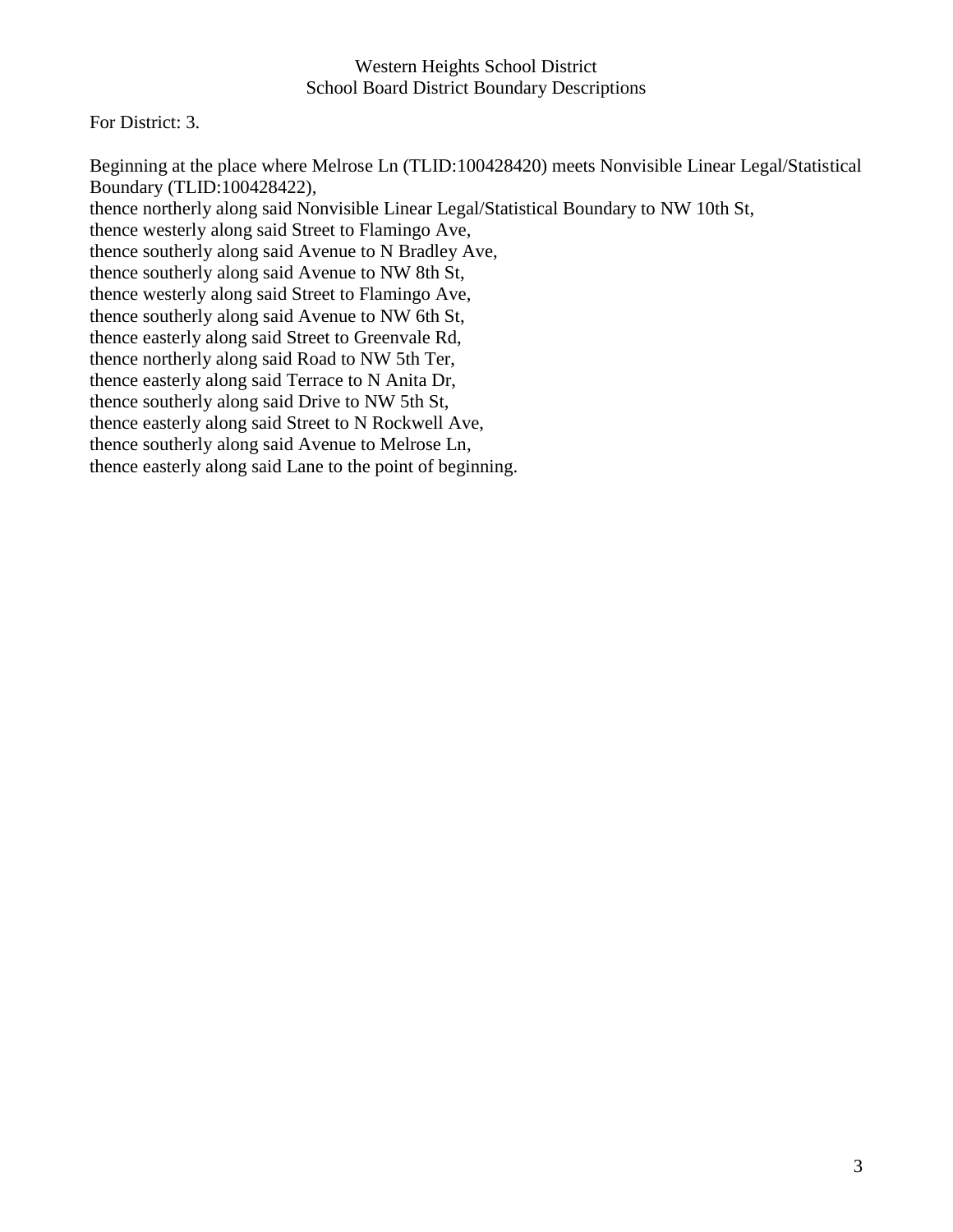Western Heights School District
School Board District Boundary Descriptions

For District: 3.

Beginning at the place where Melrose Ln (TLID:100428420) meets Nonvisible Linear Legal/Statistical Boundary (TLID:100428422),
thence northerly along said Nonvisible Linear Legal/Statistical Boundary to NW 10th St,
thence westerly along said Street to Flamingo Ave,
thence southerly along said Avenue to N Bradley Ave,
thence southerly along said Avenue to NW 8th St,
thence westerly along said Street to Flamingo Ave,
thence southerly along said Avenue to NW 6th St,
thence easterly along said Street to Greenvale Rd,
thence northerly along said Road to NW 5th Ter,
thence easterly along said Terrace to N Anita Dr,
thence southerly along said Drive to NW 5th St,
thence easterly along said Street to N Rockwell Ave,
thence southerly along said Avenue to Melrose Ln,
thence easterly along said Lane to the point of beginning.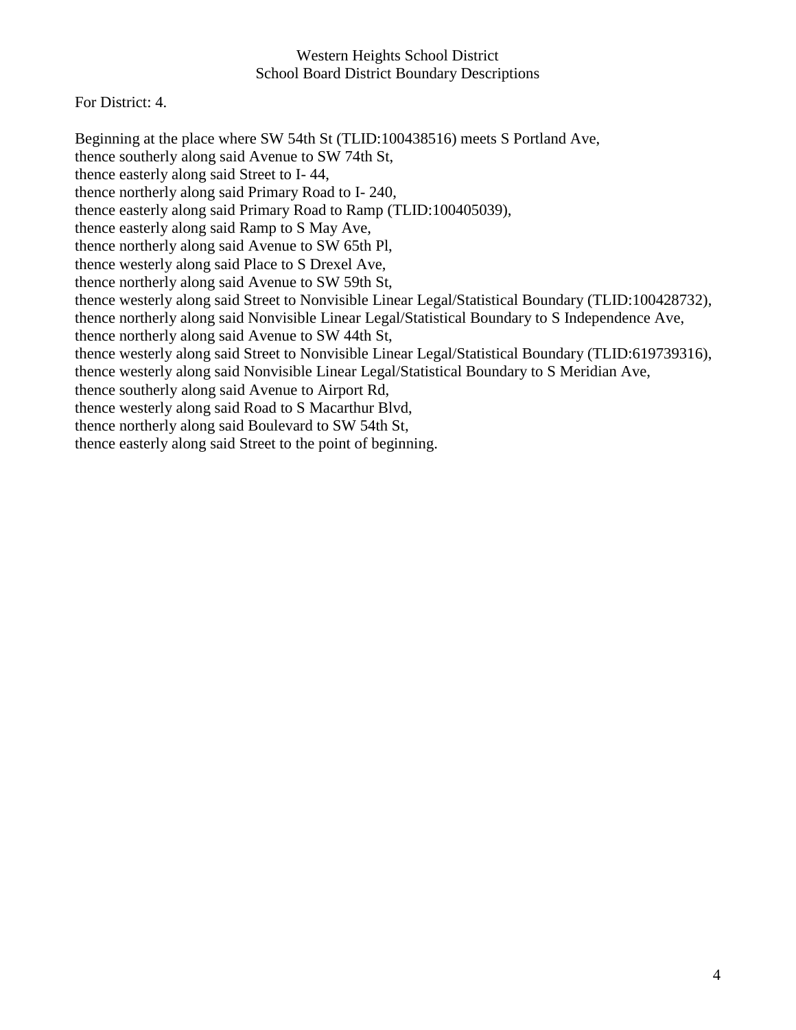Western Heights School District
School Board District Boundary Descriptions

For District: 4.

Beginning at the place where SW 54th St (TLID:100438516) meets S Portland Ave,
thence southerly along said Avenue to SW 74th St,
thence easterly along said Street to I- 44,
thence northerly along said Primary Road to I- 240,
thence easterly along said Primary Road to Ramp (TLID:100405039),
thence easterly along said Ramp to S May Ave,
thence northerly along said Avenue to SW 65th Pl,
thence westerly along said Place to S Drexel Ave,
thence northerly along said Avenue to SW 59th St,
thence westerly along said Street to Nonvisible Linear Legal/Statistical Boundary (TLID:100428732),
thence northerly along said Nonvisible Linear Legal/Statistical Boundary to S Independence Ave,
thence northerly along said Avenue to SW 44th St,
thence westerly along said Street to Nonvisible Linear Legal/Statistical Boundary (TLID:619739316),
thence westerly along said Nonvisible Linear Legal/Statistical Boundary to S Meridian Ave,
thence southerly along said Avenue to Airport Rd,
thence westerly along said Road to S Macarthur Blvd,
thence northerly along said Boulevard to SW 54th St,
thence easterly along said Street to the point of beginning.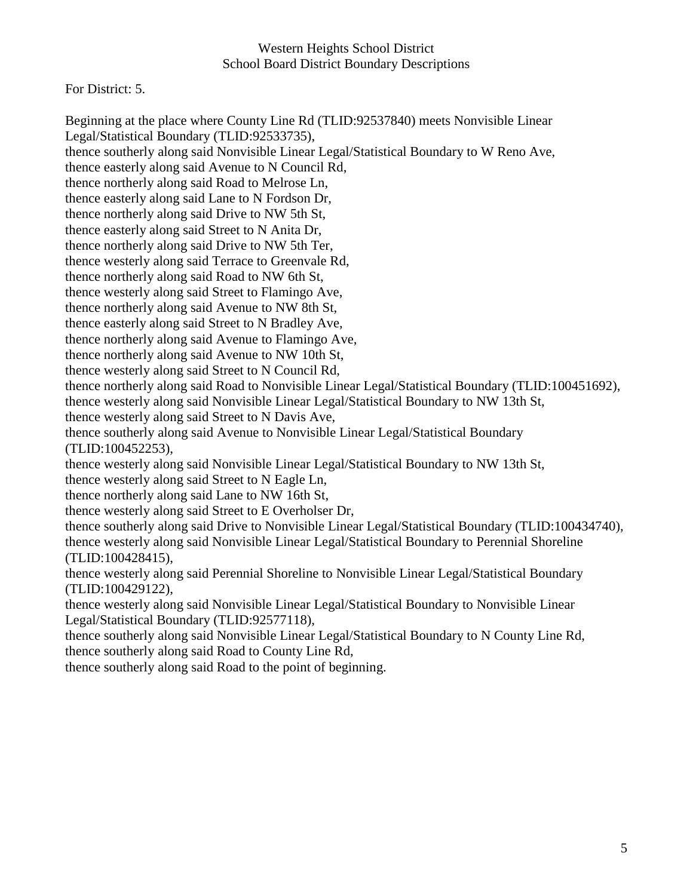Western Heights School District
School Board District Boundary Descriptions

For District: 5.

Beginning at the place where County Line Rd (TLID:92537840) meets Nonvisible Linear Legal/Statistical Boundary (TLID:92533735),
thence southerly along said Nonvisible Linear Legal/Statistical Boundary to W Reno Ave,
thence easterly along said Avenue to N Council Rd,
thence northerly along said Road to Melrose Ln,
thence easterly along said Lane to N Fordson Dr,
thence northerly along said Drive to NW 5th St,
thence easterly along said Street to N Anita Dr,
thence northerly along said Drive to NW 5th Ter,
thence westerly along said Terrace to Greenvale Rd,
thence northerly along said Road to NW 6th St,
thence westerly along said Street to Flamingo Ave,
thence northerly along said Avenue to NW 8th St,
thence easterly along said Street to N Bradley Ave,
thence northerly along said Avenue to Flamingo Ave,
thence northerly along said Avenue to NW 10th St,
thence westerly along said Street to N Council Rd,
thence northerly along said Road to Nonvisible Linear Legal/Statistical Boundary (TLID:100451692),
thence westerly along said Nonvisible Linear Legal/Statistical Boundary to NW 13th St,
thence westerly along said Street to N Davis Ave,
thence southerly along said Avenue to Nonvisible Linear Legal/Statistical Boundary (TLID:100452253),
thence westerly along said Nonvisible Linear Legal/Statistical Boundary to NW 13th St,
thence westerly along said Street to N Eagle Ln,
thence northerly along said Lane to NW 16th St,
thence westerly along said Street to E Overholser Dr,
thence southerly along said Drive to Nonvisible Linear Legal/Statistical Boundary (TLID:100434740),
thence westerly along said Nonvisible Linear Legal/Statistical Boundary to Perennial Shoreline (TLID:100428415),
thence westerly along said Perennial Shoreline to Nonvisible Linear Legal/Statistical Boundary (TLID:100429122),
thence westerly along said Nonvisible Linear Legal/Statistical Boundary to Nonvisible Linear Legal/Statistical Boundary (TLID:92577118),
thence southerly along said Nonvisible Linear Legal/Statistical Boundary to N County Line Rd,
thence southerly along said Road to County Line Rd,
thence southerly along said Road to the point of beginning.